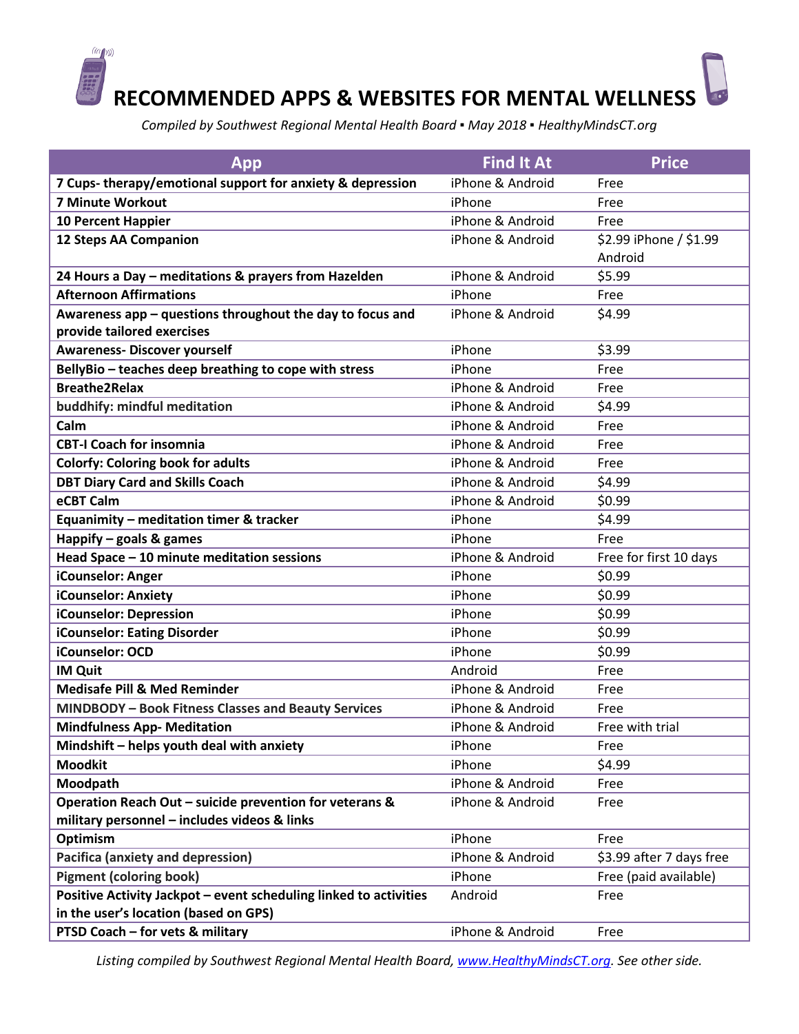# RECOMMENDED APPS & WEBSITES FOR MENTAL WELLNESS

*Compiled by Southwest Regional Mental Health Board ▪ May 2018 ▪ HealthyMindsCT.org*

| App | Find It At | Price |
|---|---|---|
| **7 Cups- therapy/emotional support for anxiety & depression** | iPhone & Android | Free |
| **7 Minute Workout** | iPhone | Free |
| **10 Percent Happier** | iPhone & Android | Free |
| **12 Steps AA Companion** | iPhone & Android | $2.99 iPhone / $1.99 Android |
| **24 Hours a Day – meditations & prayers from Hazelden** | iPhone & Android | $5.99 |
| **Afternoon Affirmations** | iPhone | Free |
| **Awareness app – questions throughout the day to focus and provide tailored exercises** | iPhone & Android | $4.99 |
| **Awareness- Discover yourself** | iPhone | $3.99 |
| **BellyBio – teaches deep breathing to cope with stress** | iPhone | Free |
| **Breathe2Relax** | iPhone & Android | Free |
| **buddhify: mindful meditation** | iPhone & Android | $4.99 |
| **Calm** | iPhone & Android | Free |
| **CBT-I Coach for insomnia** | iPhone & Android | Free |
| **Colorfy: Coloring book for adults** | iPhone & Android | Free |
| **DBT Diary Card and Skills Coach** | iPhone & Android | $4.99 |
| **eCBT Calm** | iPhone & Android | $0.99 |
| **Equanimity – meditation timer & tracker** | iPhone | $4.99 |
| **Happify – goals & games** | iPhone | Free |
| **Head Space – 10 minute meditation sessions** | iPhone & Android | Free for first 10 days |
| **iCounselor: Anger** | iPhone | $0.99 |
| **iCounselor: Anxiety** | iPhone | $0.99 |
| **iCounselor: Depression** | iPhone | $0.99 |
| **iCounselor: Eating Disorder** | iPhone | $0.99 |
| **iCounselor: OCD** | iPhone | $0.99 |
| **IM Quit** | Android | Free |
| **Medisafe Pill & Med Reminder** | iPhone & Android | Free |
| **MINDBODY – Book Fitness Classes and Beauty Services** | iPhone & Android | Free |
| **Mindfulness App- Meditation** | iPhone & Android | Free with trial |
| **Mindshift – helps youth deal with anxiety** | iPhone | Free |
| **Moodkit** | iPhone | $4.99 |
| **Moodpath** | iPhone & Android | Free |
| **Operation Reach Out – suicide prevention for veterans & military personnel – includes videos & links** | iPhone & Android | Free |
| **Optimism** | iPhone | Free |
| **Pacifica (anxiety and depression)** | iPhone & Android | $3.99 after 7 days free |
| **Pigment (coloring book)** | iPhone | Free (paid available) |
| **Positive Activity Jackpot – event scheduling linked to activities in the user's location (based on GPS)** | Android | Free |
| **PTSD Coach – for vets & military** | iPhone & Android | Free |

*Listing compiled by Southwest Regional Mental Health Board, www.HealthyMindsCT.org. See other side.*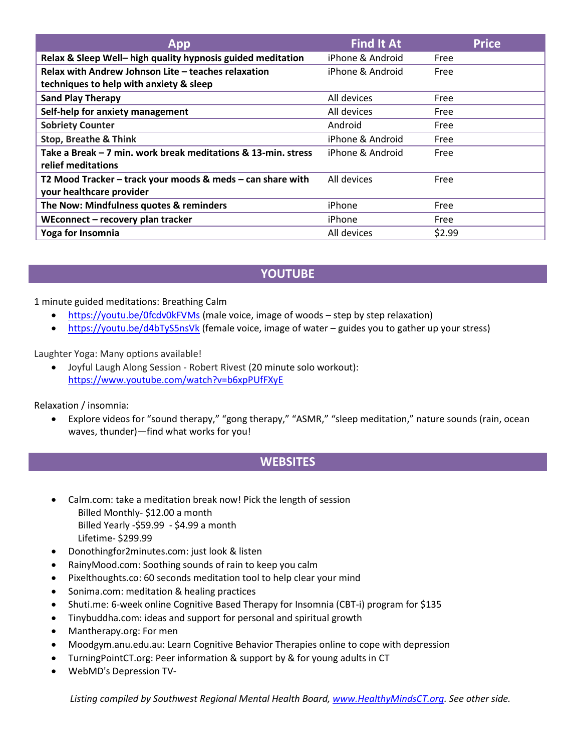| App | Find It At | Price |
|---|---|---|
| **Relax & Sleep Well– high quality hypnosis guided meditation** | iPhone & Android | Free |
| **Relax with Andrew Johnson Lite – teaches relaxation techniques to help with anxiety & sleep** | iPhone & Android | Free |
| **Sand Play Therapy** | All devices | Free |
| **Self-help for anxiety management** | All devices | Free |
| **Sobriety Counter** | Android | Free |
| **Stop, Breathe & Think** | iPhone & Android | Free |
| **Take a Break – 7 min. work break meditations & 13-min. stress relief meditations** | iPhone & Android | Free |
| **T2 Mood Tracker – track your moods & meds – can share with your healthcare provider** | All devices | Free |
| **The Now: Mindfulness quotes & reminders** | iPhone | Free |
| **WEconnect – recovery plan tracker** | iPhone | Free |
| **Yoga for Insomnia** | All devices | $2.99 |

## YOUTUBE

1 minute guided meditations: Breathing Calm

- https://youtu.be/0fcdv0kFVMs (male voice, image of woods – step by step relaxation)
- https://youtu.be/d4bTyS5nsVk (female voice, image of water – guides you to gather up your stress)

Laughter Yoga: Many options available!

- Joyful Laugh Along Session - Robert Rivest (20 minute solo workout): https://www.youtube.com/watch?v=b6xpPUfFXyE

Relaxation / insomnia:

- Explore videos for "sound therapy," "gong therapy," "ASMR," "sleep meditation," nature sounds (rain, ocean waves, thunder)—find what works for you!

## WEBSITES

- Calm.com: take a meditation break now! Pick the length of session
  Billed Monthly- $12.00 a month
  Billed Yearly -$59.99 - $4.99 a month
  Lifetime- $299.99
- Donothingfor2minutes.com: just look & listen
- RainyMood.com: Soothing sounds of rain to keep you calm
- Pixelthoughts.co: 60 seconds meditation tool to help clear your mind
- Sonima.com: meditation & healing practices
- Shuti.me: 6-week online Cognitive Based Therapy for Insomnia (CBT-i) program for $135
- Tinybuddha.com: ideas and support for personal and spiritual growth
- Mantherapy.org: For men
- Moodgym.anu.edu.au: Learn Cognitive Behavior Therapies online to cope with depression
- TurningPointCT.org: Peer information & support by & for young adults in CT
- WebMD's Depression TV-

*Listing compiled by Southwest Regional Mental Health Board, www.HealthyMindsCT.org. See other side.*